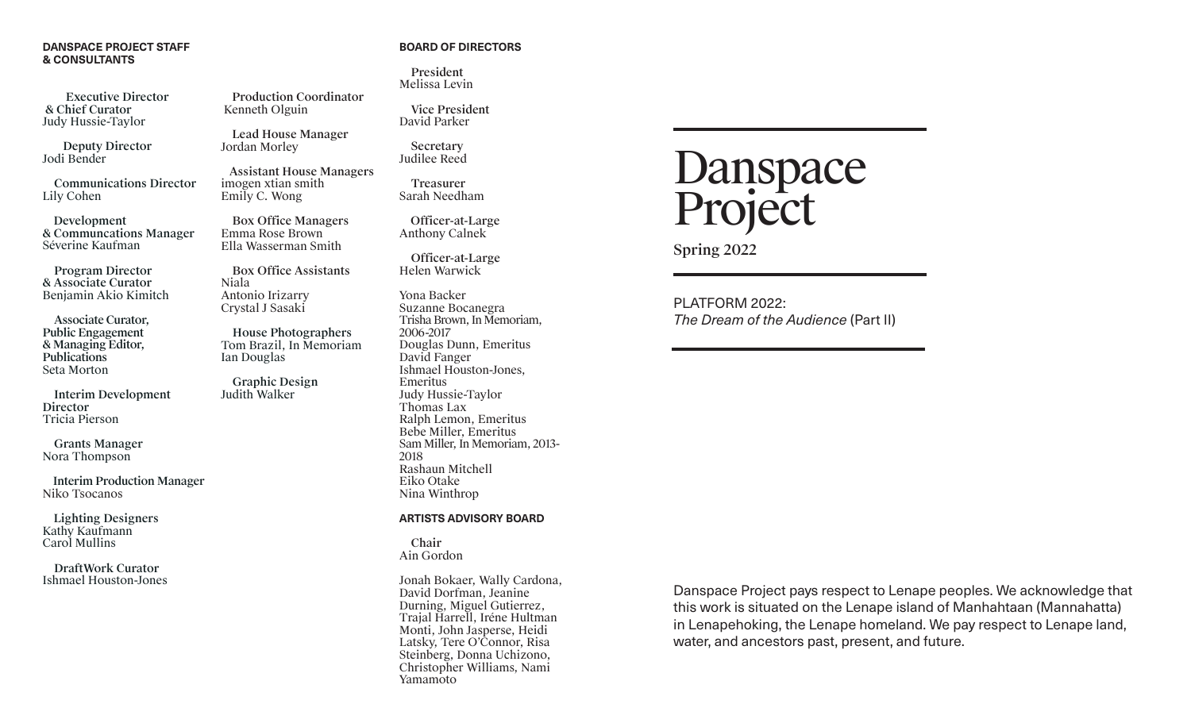# Danspace Project

Spring 2022

PLATFORM 2022:
*The Dream of the Audience* (Part II)

Danspace Project pays respect to Lenape peoples. We acknowledge that this work is situated on the Lenape island of Manhahtaan (Mannahatta) in Lenapehoking, the Lenape homeland. We pay respect to Lenape land, water, and ancestors past, present, and future.

## DANSPACE PROJECT STAFF & CONSULTANTS

**Executive Director & Chief Curator**
Judy Hussie-Taylor

**Deputy Director**
Jodi Bender

**Communications Director**
Lily Cohen

**Development & Communcations Manager**
Séverine Kaufman

**Program Director & Associate Curator**
Benjamin Akio Kimitch

**Associate Curator, Public Engagement & Managing Editor, Publications**
Seta Morton

**Interim Development Director**
Tricia Pierson

**Grants Manager**
Nora Thompson

**Interim Production Manager**
Niko Tsocanos

**Lighting Designers**
Kathy Kaufmann
Carol Mullins

**DraftWork Curator**
Ishmael Houston-Jones

**Production Coordinator**
Kenneth Olguin

**Lead House Manager**
Jordan Morley

**Assistant House Managers**
imogen xtian smith
Emily C. Wong

**Box Office Managers**
Emma Rose Brown
Ella Wasserman Smith

**Box Office Assistants**
Niala
Antonio Irizarry
Crystal J Sasaki

**House Photographers**
Tom Brazil, In Memoriam
Ian Douglas

**Graphic Design**
Judith Walker

## BOARD OF DIRECTORS

**President**
Melissa Levin

**Vice President**
David Parker

**Secretary**
Judilee Reed

**Treasurer**
Sarah Needham

**Officer-at-Large**
Anthony Calnek

**Officer-at-Large**
Helen Warwick

Yona Backer
Suzanne Bocanegra
Trisha Brown, In Memoriam, 2006-2017
Douglas Dunn, Emeritus
David Fanger
Ishmael Houston-Jones, Emeritus
Judy Hussie-Taylor
Thomas Lax
Ralph Lemon, Emeritus
Bebe Miller, Emeritus
Sam Miller, In Memoriam, 2013-2018
Rashaun Mitchell
Eiko Otake
Nina Winthrop

## ARTISTS ADVISORY BOARD

**Chair**
Ain Gordon

Jonah Bokaer, Wally Cardona, David Dorfman, Jeanine Durning, Miguel Gutierrez, Trajal Harrell, Iréne Hultman Monti, John Jasperse, Heidi Latsky, Tere O'Connor, Risa Steinberg, Donna Uchizono, Christopher Williams, Nami Yamamoto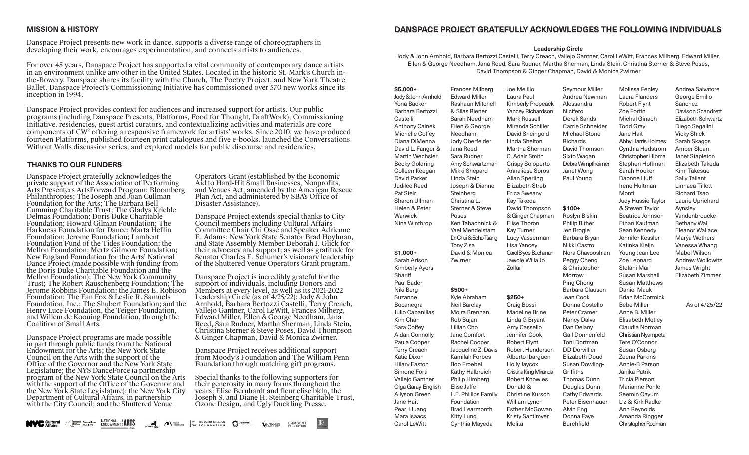## MISSION & HISTORY

Danspace Project presents new work in dance, supports a diverse range of choreographers in developing their work, encourages experimentation, and connects artists to audiences.

For over 45 years, Danspace Project has supported a vital community of contemporary dance artists in an environment unlike any other in the United States. Located in the historic St. Mark's Church in-the-Bowery, Danspace shares its facility with the Church, The Poetry Project, and New York Theatre Ballet. Danspace Project's Commissioning Initiative has commissioned over 570 new works since its inception in 1994.

Danspace Project provides context for audiences and increased support for artists. Our public programs (including Danspace Presents, Platforms, Food for Thought, DraftWork), Commissioning Initiative, residencies, guest artist curators, and contextualizing activities and materials are core components of CW² offering a responsive framework for artists' works. Since 2010, we have produced fourteen Platforms, published fourteen print catalogues and five e-books, launched the Conversations Without Walls discussion series, and explored models for public discourse and residencies.

## THANKS TO OUR FUNDERS

Danspace Project gratefully acknowledges the private support of the Association of Performing Arts Presenters ArtsForward Program; Bloomberg Philanthropies; The Joseph and Joan Cullman Foundation for the Arts; The Barbara Bell Cumming Charitable Trust; The Gladys Krieble Delmas Foundation; Doris Duke Charitable Foundation; Howard Gilman Foundation; The Harkness Foundation for Dance; Marta Heflin Foundation; Jerome Foundation; Lambent Foundation Fund of the Tides Foundation; the Mellon Foundation; Mertz Gilmore Foundation; New England Foundation for the Arts' National Dance Project (made possible with funding from the Doris Duke Charitable Foundation and the Mellon Foundation); The New York Community Trust; The Robert Rauschenberg Foundation; The Jerome Robbins Foundation; the James E. Robison Foundation; The Fan Fox & Leslie R. Samuels Foundation, Inc.; The Shubert Foundation; and the Henry Luce Foundation, the Teiger Foundation, and Willem de Kooning Foundation, through the Coalition of Small Arts.

Danspace Project programs are made possible in part through public funds from the National Endowment for the Arts; the New York State Council on the Arts with the support of the Office of the Governor and the New York State Legislature; the NYS DanceForce (a partnership program of the New York State Council on the Arts with the support of the Office of the Governor and the New York State Legislature); the New York City Department of Cultural Affairs, in partnership with the City Council; and the Shuttered Venue Operators Grant (established by the Economic Aid to Hard-Hit Small Businesses, Nonprofits, and Venues Act, amended by the American Rescue Plan Act, and administered by SBA's Office of Disaster Assistance).

Danspace Project extends special thanks to City Council members including Cultural Affairs Committee Chair Chi Ossé and Speaker Adrienne E. Adams; New York State Senator Brad Hoylman, and State Assembly Member Deborah J. Glick for their advocacy and support; as well as gratitude for Senator Charles E. Schumer's visionary leadership of the Shuttered Venue Operators Grant program.

Danspace Project is incredibly grateful for the support of individuals, including Donors and Members at every level, as well as its 2021-2022 Leadership Circle (as of 4/25/22): Jody & John Arnhold, Barbara Bertozzi Castelli, Terry Creach, Vallejo Gantner, Carol LeWitt, Frances Milberg, Edward Miller, Ellen & George Needham, Jana Reed, Sara Rudner, Martha Sherman, Linda Stein, Christina Sterner & Steve Poses, David Thompson & Ginger Chapman, David & Monica Zwirner.

Danspace Project receives additional support from Moody's Foundation and The William Penn Foundation through matching gift programs.

Special thanks to the following supporters for their generosity in many forms throughout the years: Elise Bernhardt and fleur elise bkln, the Joseph S. and Diane H. Steinberg Charitable Trust, Ozone Design, and Ugly Duckling Presse.

## DANSPACE PROJECT GRATEFULLY ACKNOWLEDGES THE FOLLOWING INDIVIDUALS

**Leadership Circle**

Jody & John Arnhold, Barbara Bertozzi Castelli, Terry Creach, Vallejo Gantner, Carol LeWitt, Frances Milberg, Edward Miller, Ellen & George Needham, Jana Reed, Sara Rudner, Martha Sherman, Linda Stein, Christina Sterner & Steve Poses, David Thompson & Ginger Chapman, David & Monica Zwirner

**$5,000+**

Jody & John Arnhold
Yona Backer
Barbara Bertozzi Castelli
Anthony Calnek
Michelle Coffey
Diana DiMenna
David L. Fanger & Martin Wechsler
Becky Goldring
Colleen Keegan
David Parker
Judilee Reed
Pat Steir
Sharon Ullman
Helen & Peter Warwick
Nina Winthrop

**$1,000+**

Sarah Arison
Kimberly Ayers Shariff
Paul Bader
Niki Berg
Suzanne Bocanegra
Julio Cabanillas
Kim Chan
Sara Coffey
Aidan Connolly
Paula Cooper
Terry Creach
Katie Dixon
Hilary Easton
Simone Forti
Vallejo Gantner
Olga Garay-English
Allyson Green
Jane Hait
Pearl Huang
Mara Isaacs
Carol LeWitt
Frances Milberg
Edward Miller
Rashaun Mitchell & Silas Riener
Sarah Needham
Ellen & George Needham
Jody Oberfelder
Jana Reed
Sara Rudner
Amy Schwartzman
Mikki Shepard
Linda Stein
Joseph & Dianne Steinberg
Christina L. Sterner & Steve Poses
Ken Tabachnick & Yael Mendelstam
Dr. Chui & Echo Tsang
Tony Zisa
David & Monica Zwirner

**$500+**

Kyle Abraham
Neil Barclay
Moira Brennan
Rob Bujan
Lillian Cho
Jane Comfort
Rachel Cooper
Jacqueline Z. Davis
Kamilah Forbes
Boo Froebel
Kathy Halbreich
Philip Himberg
Elise Jaffe
L.E. Phillips Family Foundation
Brad Learmonth
Kitty Lung
Cynthia Mayeda
Joe Melillo
Laura Paul
Kimberly Propeack
Yancey Richardson
Mark Russell
Miranda Schiller
David Sheingold
Linda Shelton
Martha Sherman
C. Adair Smith
Crispy Soloperto
Annaliese Soros
Allan Sperling
Elizabeth Streb
Erica Sweany
Kay Takeda
David Thompson & Ginger Chapman
Elise Thoron
Kay Turner
Lucy Vasserman
Lisa Yancey
Carol Bryce-Buchanan
Jawole Willa Jo Zollar

**$250+**

Craig Bossi
Madeline Brine
Linda G Bryant
Amy Cassello
Jennifer Cook
Robert Flynt
Robert Henderson
Alberto Ibargüen
Holly Jaycox
Cristina King Miranda
Robert Knowles
Donald & Christine Kursch
William Lynch
Esther McGowan
Kristy Santimyer
Melita
Seymour Miller
Andrea Newman
Alessandra Nicifero
Derek Sands
Carrie Schneider
Michael Stone-Richards
David Thomson
Sixto Wagan
Debra Wimpfheimer
Janet Wong
Paul Young

**$100+**

Roslyn Biskin
Philip Bither
Jen Brogle
Barbara Bryan
Nikki Castro
Nora Chavooshian
Peggy Cheng & Christopher Morrow
Ping Chong
Barbara Clausen
Jean Cook
Donna Costello
Peter Cramer
Nancy Dalva
Dan Delany
Gail Donnenfeld
Toni Dorfman
DD Dorvillier
Elizabeth Doud
Susan Dowling-Griffiths
Thomas Dunn
Douglas Dunn
Cathy Edwards
Peter Eisenhauer
Alvin Eng
Donna Faye Burchfield
Molissa Fenley
Laura Flanders
Robert Flynt
Zoe Fortin
Michal Ginach
Todd Gray
Jane Hait
Abby Harris Holmes
Cynthia Hedstrom
Christopher Hibma
Stephen Hoffman
Sarah Hooker
Daonne Huff
Irene Hultman Monti
Judy Hussie-Taylor & Steven Taylor
Beatrice Johnson
Ethan Kaufman
Sean Kennedy
Jennifer Kessler
Katinka Kleijn
Young Jean Lee
Zoe Leonard
Stefani Mar
Susan Marshall
Susan Matthews
Daniel Mauk
Brian McCormick
Bebe Miller
Anne B. Miller
Elisabeth Motley
Claudia Norman
Christian Nyampeta
Tere O'Connor
Susan Osberg
Zeena Parkins
Annie-B Parson
Janika Patrik
Tricia Pierson
Marianne Pohle
Seemin Qayum
Liz & Kirk Radke
Ann Reynolds
Amanda Ringger
Christopher Rodman
Andrea Salvatore
George Emilio Sanchez
Davison Scandrett
Elizabeth Schwartz
Diego Segalini
Vicky Shick
Sarah Skaggs
Amber Sloan
Janet Stapleton
Elizabeth Takeda
Kimi Takesue
Sally Tallant
Linnaea Tillett
Richard Tsao
Laurie Uprichard
Aynsley Vandenbroucke
Bethany Wall
Eleanor Wallace
Mar'ya Wethers
Vanessa Whang
Mabel Wilson
Andrew Wollowitz
James Wright
Elizabeth Zimmer

As of 4/25/22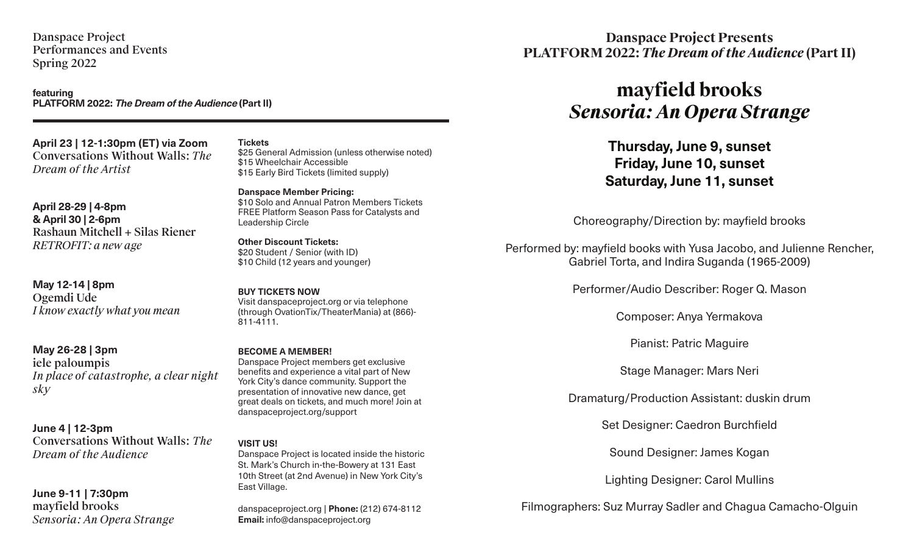Danspace Project
Performances and Events
Spring 2022

**featuring**
**PLATFORM 2022: *The Dream of the Audience* (Part II)**

**April 23 | 12-1:30pm (ET) via Zoom**
Conversations Without Walls: *The Dream of the Artist*

**April 28-29 | 4-8pm**
**& April 30 | 2-6pm**
Rashaun Mitchell + Silas Riener
*RETROFIT: a new age*

**May 12-14 | 8pm**
Ogemdi Ude
*I know exactly what you mean*

**May 26-28 | 3pm**
iele paloumpis
*In place of catastrophe, a clear night sky*

**June 4 | 12-3pm**
Conversations Without Walls: *The Dream of the Audience*

**June 9-11 | 7:30pm**
mayfield brooks
*Sensoria: An Opera Strange*

**Tickets**
$25 General Admission (unless otherwise noted)
$15 Wheelchair Accessible
$15 Early Bird Tickets (limited supply)

**Danspace Member Pricing:**
$10 Solo and Annual Patron Members Tickets
FREE Platform Season Pass for Catalysts and Leadership Circle

**Other Discount Tickets:**
$20 Student / Senior (with ID)
$10 Child (12 years and younger)

**BUY TICKETS NOW**
Visit danspaceproject.org or via telephone (through OvationTix/TheaterMania) at (866)-811-4111.

**BECOME A MEMBER!**
Danspace Project members get exclusive benefits and experience a vital part of New York City's dance community. Support the presentation of innovative new dance, get great deals on tickets, and much more! Join at danspaceproject.org/support

**VISIT US!**
Danspace Project is located inside the historic St. Mark's Church in-the-Bowery at 131 East 10th Street (at 2nd Avenue) in New York City's East Village.

danspaceproject.org | **Phone:** (212) 674-8112
**Email:** info@danspaceproject.org

## Danspace Project Presents
## PLATFORM 2022: *The Dream of the Audience* (Part II)

# mayfield brooks
# *Sensoria: An Opera Strange*

**Thursday, June 9, sunset**
**Friday, June 10, sunset**
**Saturday, June 11, sunset**

Choreography/Direction by: mayfield brooks

Performed by: mayfield books with Yusa Jacobo, and Julienne Rencher, Gabriel Torta, and Indira Suganda (1965-2009)

Performer/Audio Describer: Roger Q. Mason

Composer: Anya Yermakova

Pianist: Patric Maguire

Stage Manager: Mars Neri

Dramaturg/Production Assistant: duskin drum

Set Designer: Caedron Burchfield

Sound Designer: James Kogan

Lighting Designer: Carol Mullins

Filmographers: Suz Murray Sadler and Chagua Camacho-Olguin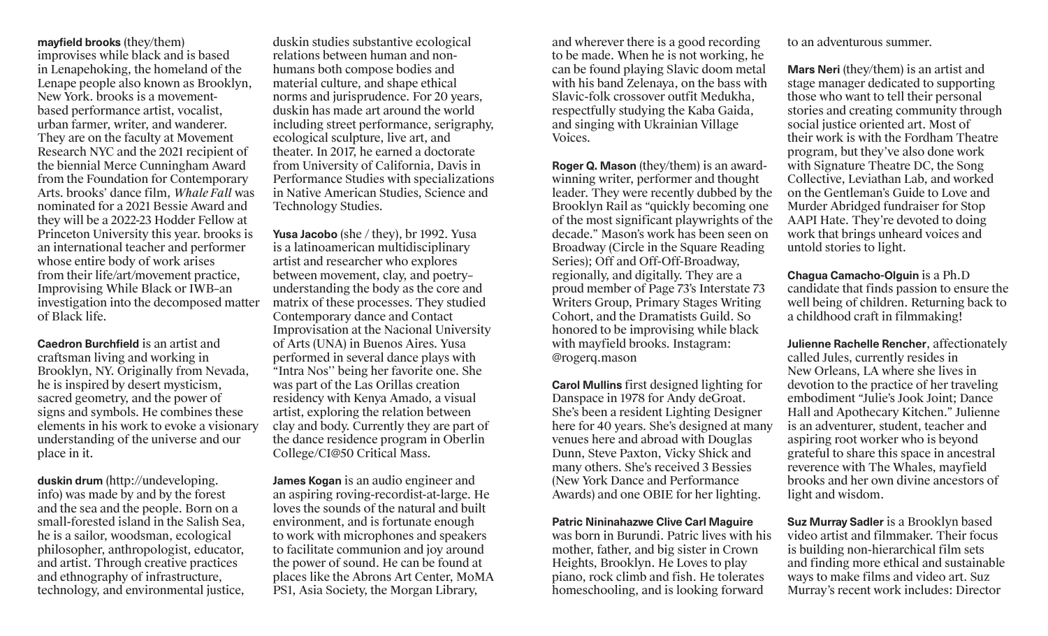**mayfield brooks** (they/them) improvises while black and is based in Lenapehoking, the homeland of the Lenape people also known as Brooklyn, New York. brooks is a movement-based performance artist, vocalist, urban farmer, writer, and wanderer. They are on the faculty at Movement Research NYC and the 2021 recipient of the biennial Merce Cunningham Award from the Foundation for Contemporary Arts. brooks' dance film, *Whale Fall* was nominated for a 2021 Bessie Award and they will be a 2022-23 Hodder Fellow at Princeton University this year. brooks is an international teacher and performer whose entire body of work arises from their life/art/movement practice, Improvising While Black or IWB–an investigation into the decomposed matter of Black life.

**Caedron Burchfield** is an artist and craftsman living and working in Brooklyn, NY. Originally from Nevada, he is inspired by desert mysticism, sacred geometry, and the power of signs and symbols. He combines these elements in his work to evoke a visionary understanding of the universe and our place in it.

**duskin drum** (http://undeveloping.info) was made by and by the forest and the sea and the people. Born on a small-forested island in the Salish Sea, he is a sailor, woodsman, ecological philosopher, anthropologist, educator, and artist. Through creative practices and ethnography of infrastructure, technology, and environmental justice, duskin studies substantive ecological relations between human and non-humans both compose bodies and material culture, and shape ethical norms and jurisprudence. For 20 years, duskin has made art around the world including street performance, serigraphy, ecological sculpture, live art, and theater. In 2017, he earned a doctorate from University of California, Davis in Performance Studies with specializations in Native American Studies, Science and Technology Studies.

**Yusa Jacobo** (she / they), br 1992. Yusa is a latinoamerican multidisciplinary artist and researcher who explores between movement, clay, and poetry–understanding the body as the core and matrix of these processes. They studied Contemporary dance and Contact Improvisation at the Nacional University of Arts (UNA) in Buenos Aires. Yusa performed in several dance plays with "Intra Nos'' being her favorite one. She was part of the Las Orillas creation residency with Kenya Amado, a visual artist, exploring the relation between clay and body. Currently they are part of the dance residence program in Oberlin College/CI@50 Critical Mass.

**James Kogan** is an audio engineer and an aspiring roving-recordist-at-large. He loves the sounds of the natural and built environment, and is fortunate enough to work with microphones and speakers to facilitate communion and joy around the power of sound. He can be found at places like the Abrons Art Center, MoMA PS1, Asia Society, the Morgan Library, and wherever there is a good recording to be made. When he is not working, he can be found playing Slavic doom metal with his band Zelenaya, on the bass with Slavic-folk crossover outfit Medukha, respectfully studying the Kaba Gaida, and singing with Ukrainian Village Voices.

**Roger Q. Mason** (they/them) is an award-winning writer, performer and thought leader. They were recently dubbed by the Brooklyn Rail as "quickly becoming one of the most significant playwrights of the decade." Mason's work has been seen on Broadway (Circle in the Square Reading Series); Off and Off-Off-Broadway, regionally, and digitally. They are a proud member of Page 73's Interstate 73 Writers Group, Primary Stages Writing Cohort, and the Dramatists Guild. So honored to be improvising while black with mayfield brooks. Instagram: @rogerq.mason

**Carol Mullins** first designed lighting for Danspace in 1978 for Andy deGroat. She's been a resident Lighting Designer here for 40 years. She's designed at many venues here and abroad with Douglas Dunn, Steve Paxton, Vicky Shick and many others. She's received 3 Bessies (New York Dance and Performance Awards) and one OBIE for her lighting.

**Patric Nininahazwe Clive Carl Maguire** was born in Burundi. Patric lives with his mother, father, and big sister in Crown Heights, Brooklyn. He Loves to play piano, rock climb and fish. He tolerates homeschooling, and is looking forward to an adventurous summer.

**Mars Neri** (they/them) is an artist and stage manager dedicated to supporting those who want to tell their personal stories and creating community through social justice oriented art. Most of their work is with the Fordham Theatre program, but they've also done work with Signature Theatre DC, the Song Collective, Leviathan Lab, and worked on the Gentleman's Guide to Love and Murder Abridged fundraiser for Stop AAPI Hate. They're devoted to doing work that brings unheard voices and untold stories to light.

**Chagua Camacho-Olguin** is a Ph.D candidate that finds passion to ensure the well being of children. Returning back to a childhood craft in filmmaking!

**Julienne Rachelle Rencher**, affectionately called Jules, currently resides in New Orleans, LA where she lives in devotion to the practice of her traveling embodiment "Julie's Jook Joint; Dance Hall and Apothecary Kitchen." Julienne is an adventurer, student, teacher and aspiring root worker who is beyond grateful to share this space in ancestral reverence with The Whales, mayfield brooks and her own divine ancestors of light and wisdom.

**Suz Murray Sadler** is a Brooklyn based video artist and filmmaker. Their focus is building non-hierarchical film sets and finding more ethical and sustainable ways to make films and video art. Suz Murray's recent work includes: Director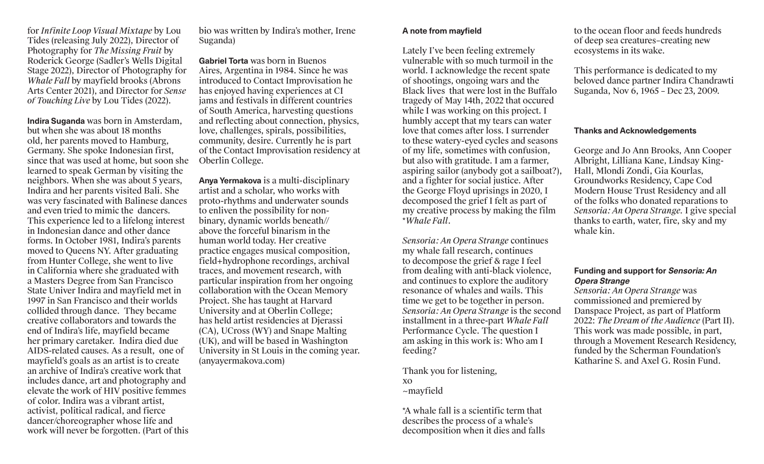for *Infinite Loop Visual Mixtape* by Lou Tides (releasing July 2022), Director of Photography for *The Missing Fruit* by Roderick George (Sadler's Wells Digital Stage 2022), Director of Photography for *Whale Fall* by mayfield brooks (Abrons Arts Center 2021), and Director for *Sense of Touching Live* by Lou Tides (2022).

**Indira Suganda** was born in Amsterdam, but when she was about 18 months old, her parents moved to Hamburg, Germany. She spoke Indonesian first, since that was used at home, but soon she learned to speak German by visiting the neighbors. When she was about 5 years, Indira and her parents visited Bali. She was very fascinated with Balinese dances and even tried to mimic the dancers. This experience led to a lifelong interest in Indonesian dance and other dance forms. In October 1981, Indira's parents moved to Queens NY. After graduating from Hunter College, she went to live in California where she graduated with a Masters Degree from San Francisco State Univer Indira and mayfield met in 1997 in San Francisco and their worlds collided through dance. They became creative collaborators and towards the end of Indira's life, mayfield became her primary caretaker. Indira died due AIDS-related causes. As a result, one of mayfield's goals as an artist is to create an archive of Indira's creative work that includes dance, art and photography and elevate the work of HIV positive femmes of color. Indira was a vibrant artist, activist, political radical, and fierce dancer/choreographer whose life and work will never be forgotten. (Part of this bio was written by Indira's mother, Irene Suganda)

**Gabriel Torta** was born in Buenos Aires, Argentina in 1984. Since he was introduced to Contact Improvisation he has enjoyed having experiences at CI jams and festivals in different countries of South America, harvesting questions and reflecting about connection, physics, love, challenges, spirals, possibilities, community, desire. Currently he is part of the Contact Improvisation residency at Oberlin College.

**Anya Yermakova** is a multi-disciplinary artist and a scholar, who works with proto-rhythms and underwater sounds to enliven the possibility for non-binary, dynamic worlds beneath// above the forceful binarism in the human world today. Her creative practice engages musical composition, field+hydrophone recordings, archival traces, and movement research, with particular inspiration from her ongoing collaboration with the Ocean Memory Project. She has taught at Harvard University and at Oberlin College; has held artist residencies at Djerassi (CA), UCross (WY) and Snape Malting (UK), and will be based in Washington University in St Louis in the coming year. (anyayermakova.com)

**A note from mayfield**

Lately I've been feeling extremely vulnerable with so much turmoil in the world. I acknowledge the recent spate of shootings, ongoing wars and the Black lives that were lost in the Buffalo tragedy of May 14th, 2022 that occured while I was working on this project. I humbly accept that my tears can water love that comes after loss. I surrender to these watery-eyed cycles and seasons of my life, sometimes with confusion, but also with gratitude. I am a farmer, aspiring sailor (anybody got a sailboat?), and a fighter for social justice. After the George Floyd uprisings in 2020, I decomposed the grief I felt as part of my creative process by making the film *\*Whale Fall*.

*Sensoria: An Opera Strange* continues my whale fall research, continues to decompose the grief & rage I feel from dealing with anti-black violence, and continues to explore the auditory resonance of whales and wails. This time we get to be together in person. *Sensoria: An Opera Strange* is the second installment in a three-part *Whale Fall* Performance Cycle. The question I am asking in this work is: Who am I feeding?

Thank you for listening,
xo
~mayfield

\*A whale fall is a scientific term that describes the process of a whale's decomposition when it dies and falls to the ocean floor and feeds hundreds of deep sea creatures–creating new ecosystems in its wake.

This performance is dedicated to my beloved dance partner Indira Chandrawti Suganda, Nov 6, 1965 – Dec 23, 2009.

**Thanks and Acknowledgements**

George and Jo Ann Brooks, Ann Cooper Albright, Lilliana Kane, Lindsay King-Hall, Mlondi Zondi, Gia Kourlas, Groundworks Residency, Cape Cod Modern House Trust Residency and all of the folks who donated reparations to *Sensoria: An Opera Strange*. I give special thanks to earth, water, fire, sky and my whale kin.

**Funding and support for *Sensoria: An Opera Strange***

*Sensoria: An Opera Strange* was commissioned and premiered by Danspace Project, as part of Platform 2022: *The Dream of the Audience* (Part II). This work was made possible, in part, through a Movement Research Residency, funded by the Scherman Foundation's Katharine S. and Axel G. Rosin Fund.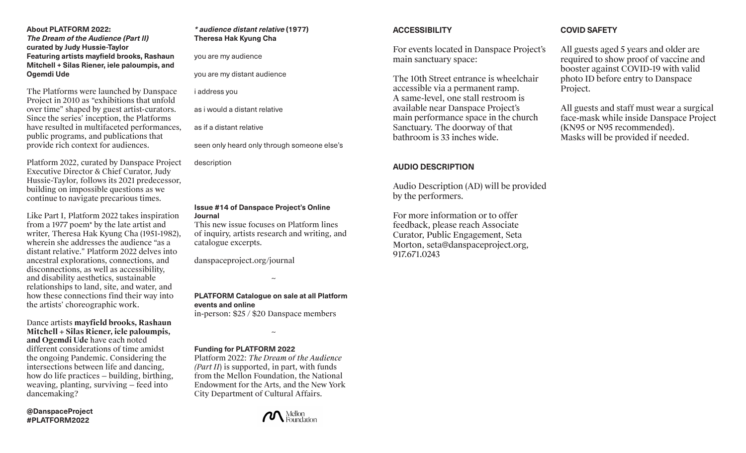**About PLATFORM 2022:**
***The Dream of the Audience (Part II)***
**curated by Judy Hussie-Taylor**
**Featuring artists mayfield brooks, Rashaun Mitchell + Silas Riener, iele paloumpis, and Ogemdi Ude**

The Platforms were launched by Danspace Project in 2010 as "exhibitions that unfold over time" shaped by guest artist-curators. Since the series' inception, the Platforms have resulted in multifaceted performances, public programs, and publications that provide rich context for audiences.

Platform 2022, curated by Danspace Project Executive Director & Chief Curator, Judy Hussie-Taylor, follows its 2021 predecessor, building on impossible questions as we continue to navigate precarious times.

Like Part I, Platform 2022 takes inspiration from a 1977 poem* by the late artist and writer, Theresa Hak Kyung Cha (1951-1982), wherein she addresses the audience "as a distant relative." Platform 2022 delves into ancestral explorations, connections, and disconnections, as well as accessibility, and disability aesthetics, sustainable relationships to land, site, and water, and how these connections find their way into the artists' choreographic work.

Dance artists **mayfield brooks, Rashaun Mitchell + Silas Riener, iele paloumpis, and Ogemdi Ude** have each noted different considerations of time amidst the ongoing Pandemic. Considering the intersections between life and dancing, how do life practices – building, birthing, weaving, planting, surviving – feed into dancemaking?

**@DanspaceProject**
**#PLATFORM2022**

***\* audience distant relative* (1977)**
**Theresa Hak Kyung Cha**

you are my audience

you are my distant audience

i address you

as i would a distant relative

as if a distant relative

seen only heard only through someone else's

description

**Issue #14 of Danspace Project's Online Journal**
This new issue focuses on Platform lines of inquiry, artists research and writing, and catalogue excerpts.

danspaceproject.org/journal

~

**PLATFORM Catalogue on sale at all Platform events and online**
in-person: $25 / $20 Danspace members

~

**Funding for PLATFORM 2022**
Platform 2022: *The Dream of the Audience (Part II)* is supported, in part, with funds from the Mellon Foundation, the National Endowment for the Arts, and the New York City Department of Cultural Affairs.

Mellon Foundation

**ACCESSIBILITY**

For events located in Danspace Project's main sanctuary space:

The 10th Street entrance is wheelchair accessible via a permanent ramp. A same-level, one stall restroom is available near Danspace Project's main performance space in the church Sanctuary. The doorway of that bathroom is 33 inches wide.

**AUDIO DESCRIPTION**

Audio Description (AD) will be provided by the performers.

For more information or to offer feedback, please reach Associate Curator, Public Engagement, Seta Morton, seta@danspaceproject.org, 917.671.0243

**COVID SAFETY**

All guests aged 5 years and older are required to show proof of vaccine and booster against COVID-19 with valid photo ID before entry to Danspace Project.

All guests and staff must wear a surgical face-mask while inside Danspace Project (KN95 or N95 recommended). Masks will be provided if needed.